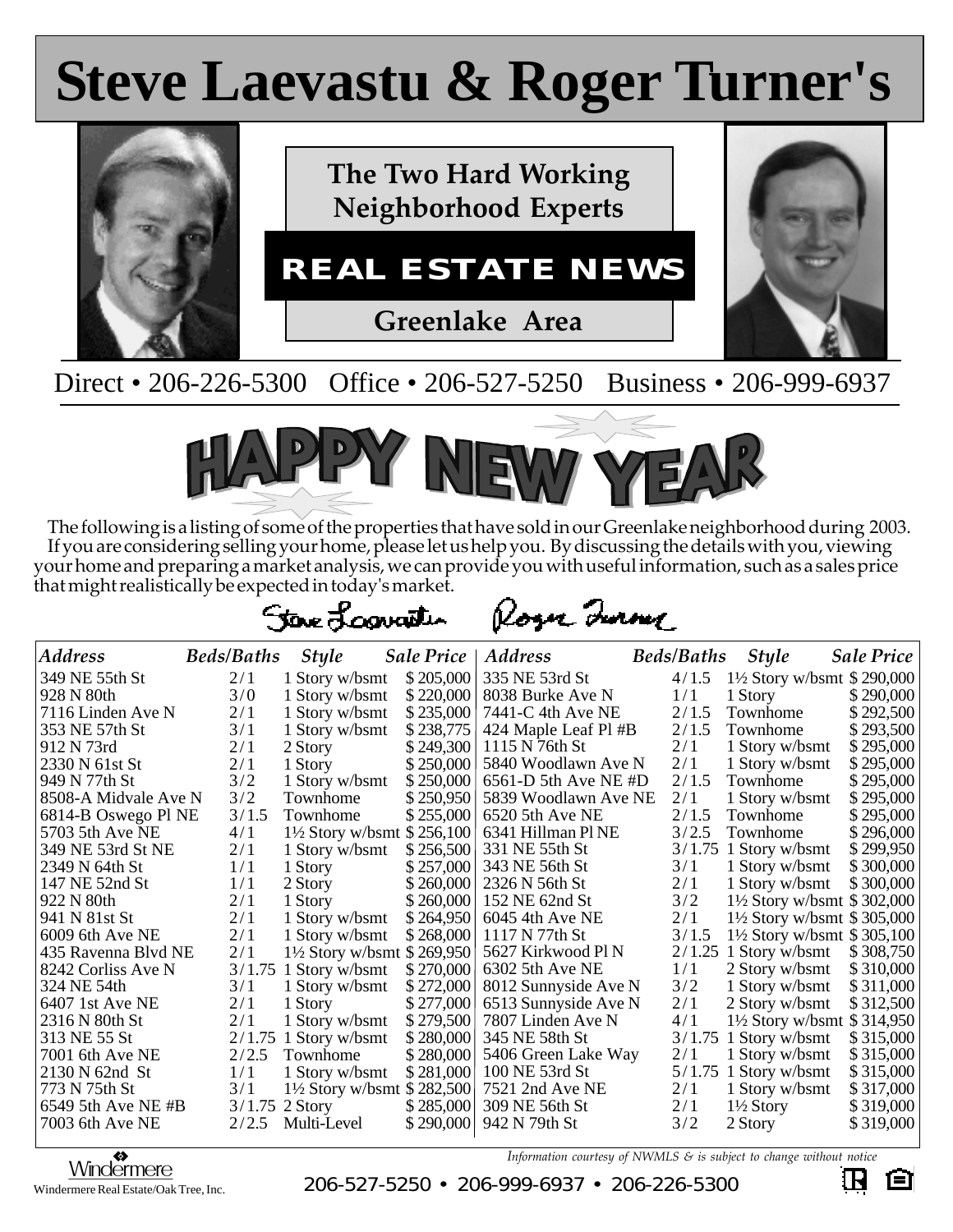# Steve Laevastu & Roger Turner's

**The Two Hard Working Neighborhood Experts**

**REAL ESTATE NEWS**

**Greenlake Area**

Direct • 206-226-5300 Office • 206-527-5250 Business • 206-999-6937

## HAPPY NEW YEAR

The following is a listing of some of the properties that have sold in our Greenlake neighborhood during 2003. If you are considering selling your home, please let us help you. By discussing the details with you, viewing your home and preparing a market analysis, we can provide you with useful information, such as a sales price that might realistically be expected in today's market.

Steve Laevastu Roger Turner

| *Address* | *Beds/Baths* | *Style* | *Sale Price* |
|---|---|---|---|
| 349 NE 55th St | 2/1 | 1 Story w/bsmt | $ 205,000 |
| 928 N 80th | 3/0 | 1 Story w/bsmt | $ 220,000 |
| 7116 Linden Ave N | 2/1 | 1 Story w/bsmt | $ 235,000 |
| 353 NE 57th St | 3/1 | 1 Story w/bsmt | $ 238,775 |
| 912 N 73rd | 2/1 | 2 Story | $ 249,300 |
| 2330 N 61st St | 2/1 | 1 Story | $ 250,000 |
| 949 N 77th St | 3/2 | 1 Story w/bsmt | $ 250,000 |
| 8508-A Midvale Ave N | 3/2 | Townhome | $ 250,950 |
| 6814-B Oswego Pl NE | 3/1.5 | Townhome | $ 255,000 |
| 5703 5th Ave NE | 4/1 | 1½ Story w/bsmt | $ 256,100 |
| 349 NE 53rd St NE | 2/1 | 1 Story w/bsmt | $ 256,500 |
| 2349 N 64th St | 1/1 | 1 Story | $ 257,000 |
| 147 NE 52nd St | 1/1 | 2 Story | $ 260,000 |
| 922 N 80th | 2/1 | 1 Story | $ 260,000 |
| 941 N 81st St | 2/1 | 1 Story w/bsmt | $ 264,950 |
| 6009 6th Ave NE | 2/1 | 1 Story w/bsmt | $ 268,000 |
| 435 Ravenna Blvd NE | 2/1 | 1½ Story w/bsmt | $ 269,950 |
| 8242 Corliss Ave N | 3/1.75 | 1 Story w/bsmt | $ 270,000 |
| 324 NE 54th | 3/1 | 1 Story w/bsmt | $ 272,000 |
| 6407 1st Ave NE | 2/1 | 1 Story | $ 277,000 |
| 2316 N 80th St | 2/1 | 1 Story w/bsmt | $ 279,500 |
| 313 NE 55 St | 2/1.75 | 1 Story w/bsmt | $ 280,000 |
| 7001 6th Ave NE | 2/2.5 | Townhome | $ 280,000 |
| 2130 N 62nd St | 1/1 | 1 Story w/bsmt | $ 281,000 |
| 773 N 75th St | 3/1 | 1½ Story w/bsmt | $ 282,500 |
| 6549 5th Ave NE #B | 3/1.75 | 2 Story | $ 285,000 |
| 7003 6th Ave NE | 2/2.5 | Multi-Level | $ 290,000 |
| 335 NE 53rd St | 4/1.5 | 1½ Story w/bsmt | $ 290,000 |
| 8038 Burke Ave N | 1/1 | 1 Story | $ 290,000 |
| 7441-C 4th Ave NE | 2/1.5 | Townhome | $ 292,500 |
| 424 Maple Leaf Pl #B | 2/1.5 | Townhome | $ 293,500 |
| 1115 N 76th St | 2/1 | 1 Story w/bsmt | $ 295,000 |
| 5840 Woodlawn Ave N | 2/1 | 1 Story w/bsmt | $ 295,000 |
| 6561-D 5th Ave NE #D | 2/1.5 | Townhome | $ 295,000 |
| 5839 Woodlawn Ave NE | 2/1 | 1 Story w/bsmt | $ 295,000 |
| 6520 5th Ave NE | 2/1.5 | Townhome | $ 295,000 |
| 6341 Hillman Pl NE | 3/2.5 | Townhome | $ 296,000 |
| 331 NE 55th St | 3/1.75 | 1 Story w/bsmt | $ 299,950 |
| 343 NE 56th St | 3/1 | 1 Story w/bsmt | $ 300,000 |
| 2326 N 56th St | 2/1 | 1 Story w/bsmt | $ 300,000 |
| 152 NE 62nd St | 3/2 | 1½ Story w/bsmt | $ 302,000 |
| 6045 4th Ave NE | 2/1 | 1½ Story w/bsmt | $ 305,000 |
| 1117 N 77th St | 3/1.5 | 1½ Story w/bsmt | $ 305,100 |
| 5627 Kirkwood Pl N | 2/1.25 | 1 Story w/bsmt | $ 308,750 |
| 6302 5th Ave NE | 1/1 | 2 Story w/bsmt | $ 310,000 |
| 8012 Sunnyside Ave N | 3/2 | 1 Story w/bsmt | $ 311,000 |
| 6513 Sunnyside Ave N | 2/1 | 2 Story w/bsmt | $ 312,500 |
| 7807 Linden Ave N | 4/1 | 1½ Story w/bsmt | $ 314,950 |
| 345 NE 58th St | 3/1.75 | 1 Story w/bsmt | $ 315,000 |
| 5406 Green Lake Way | 2/1 | 1 Story w/bsmt | $ 315,000 |
| 100 NE 53rd St | 5/1.75 | 1 Story w/bsmt | $ 315,000 |
| 7521 2nd Ave NE | 2/1 | 1 Story w/bsmt | $ 317,000 |
| 309 NE 56th St | 2/1 | 1½ Story | $ 319,000 |
| 942 N 79th St | 3/2 | 2 Story | $ 319,000 |

*Information courtesy of NWMLS & is subject to change without notice*

Windermere

Windermere Real Estate/Oak Tree, Inc.

206-527-5250 • 206-999-6937 • 206-226-5300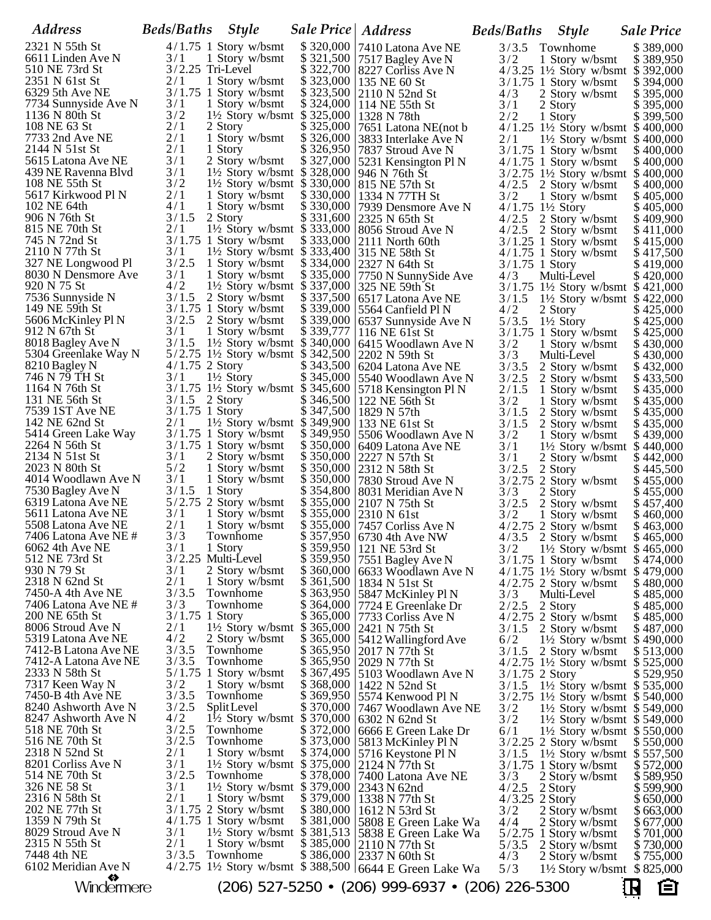| Address | Beds/Baths | Style | Sale Price |
|---|---|---|---|
| 2321 N 55th St | 4/1.75 | 1 Story w/bsmt | $ 320,000 |
| 6611 Linden Ave N | 3/1 | 1 Story w/bsmt | $ 321,500 |
| 510 NE 73rd St | 3/2.25 | Tri-Level | $ 322,700 |
| 2351 N 61st St | 2/1 | 1 Story w/bsmt | $ 323,000 |
| 6329 5th Ave NE | 3/1.75 | 1 Story w/bsmt | $ 323,500 |
| 7734 Sunnyside Ave N | 3/1 | 1 Story w/bsmt | $ 324,000 |
| 1136 N 80th St | 3/2 | 1½ Story w/bsmt | $ 325,000 |
| 108 NE 63 St | 2/1 | 2 Story | $ 325,000 |
| 7733 2nd Ave NE | 2/1 | 1 Story w/bsmt | $ 326,000 |
| 2144 N 51st St | 2/1 | 1 Story | $ 326,950 |
| 5615 Latona Ave NE | 3/1 | 2 Story w/bsmt | $ 327,000 |
| 439 NE Ravenna Blvd | 3/1 | 1½ Story w/bsmt | $ 328,000 |
| 108 NE 55th St | 3/2 | 1½ Story w/bsmt | $ 330,000 |
| 5617 Kirkwood Pl N | 2/1 | 1 Story w/bsmt | $ 330,000 |
| 102 NE 64th | 4/1 | 1 Story w/bsmt | $ 330,000 |
| 906 N 76th St | 3/1.5 | 2 Story | $ 331,600 |
| 815 NE 70th St | 2/1 | 1½ Story w/bsmt | $ 333,000 |
| 745 N 72nd St | 3/1.75 | 1 Story w/bsmt | $ 333,000 |
| 2110 N 77th St | 3/1 | 1½ Story w/bsmt | $ 333,400 |
| 327 NE Longwood Pl | 3/2.5 | 1 Story w/bsmt | $ 334,000 |
| 8030 N Densmore Ave | 3/1 | 1 Story w/bsmt | $ 335,000 |
| 920 N 75 St | 4/2 | 1½ Story w/bsmt | $ 337,000 |
| 7536 Sunnyside N | 3/1.5 | 2 Story w/bsmt | $ 337,500 |
| 149 NE 59th St | 3/1.75 | 1 Story w/bsmt | $ 339,000 |
| 5606 McKinley Pl N | 3/2.5 | 2 Story w/bsmt | $ 339,000 |
| 912 N 67th St | 3/1 | 1 Story w/bsmt | $ 339,777 |
| 8018 Bagley Ave N | 3/1.5 | 1½ Story w/bsmt | $ 340,000 |
| 5304 Greenlake Way N | 5/2.75 | 1½ Story w/bsmt | $ 342,500 |
| 8210 Bagley N | 4/1.75 | 2 Story | $ 343,500 |
| 746 N 79 TH St | 3/1 | 1½ Story | $ 345,000 |
| 1164 N 76th St | 3/1.75 | 1½ Story w/bsmt | $ 345,600 |
| 131 NE 56th St | 3/1.5 | 2 Story | $ 346,500 |
| 7539 1ST Ave NE | 3/1.75 | 1 Story | $ 347,500 |
| 142 NE 62nd St | 2/1 | 1½ Story w/bsmt | $ 349,900 |
| 5414 Green Lake Way | 3/1.75 | 1 Story w/bsmt | $ 349,950 |
| 2264 N 56th St | 3/1.75 | 1 Story w/bsmt | $ 350,000 |
| 2134 N 51st St | 3/1 | 2 Story w/bsmt | $ 350,000 |
| 2023 N 80th St | 5/2 | 1 Story w/bsmt | $ 350,000 |
| 4014 Woodlawn Ave N | 3/1 | 1 Story w/bsmt | $ 350,000 |
| 7530 Bagley Ave N | 3/1.5 | 1 Story | $ 354,800 |
| 6319 Latona Ave NE | 5/2.75 | 2 Story w/bsmt | $ 355,000 |
| 5611 Latona Ave NE | 3/1 | 1 Story w/bsmt | $ 355,000 |
| 5508 Latona Ave NE | 2/1 | 1 Story w/bsmt | $ 355,000 |
| 7406 Latona Ave NE # | 3/3 | Townhome | $ 357,950 |
| 6062 4th Ave NE | 3/1 | 1 Story | $ 359,950 |
| 512 NE 73rd St | 3/2.25 | Multi-Level | $ 359,950 |
| 930 N 79 St | 3/1 | 2 Story w/bsmt | $ 360,000 |
| 2318 N 62nd St | 2/1 | 1 Story w/bsmt | $ 361,500 |
| 7450-A 4th Ave NE | 3/3.5 | Townhome | $ 363,950 |
| 7406 Latona Ave NE # | 3/3 | Townhome | $ 364,000 |
| 200 NE 65th St | 3/1.75 | 1 Story | $ 365,000 |
| 8006 Stroud Ave N | 2/1 | 1½ Story w/bsmt | $ 365,000 |
| 5319 Latona Ave NE | 4/2 | 2 Story w/bsmt | $ 365,000 |
| 7412-B Latona Ave NE | 3/3.5 | Townhome | $ 365,950 |
| 7412-A Latona Ave NE | 3/3.5 | Townhome | $ 365,950 |
| 2333 N 58th St | 5/1.75 | 1 Story w/bsmt | $ 367,495 |
| 7317 Keen Way N | 3/2 | 1 Story w/bsmt | $ 368,000 |
| 7450-B 4th Ave NE | 3/3.5 | Townhome | $ 369,950 |
| 8240 Ashworth Ave N | 3/2.5 | Split Level | $ 370,000 |
| 8247 Ashworth Ave N | 4/2 | 1½ Story w/bsmt | $ 370,000 |
| 518 NE 70th St | 3/2.5 | Townhome | $ 372,000 |
| 516 NE 70th St | 3/2.5 | Townhome | $ 373,000 |
| 2318 N 52nd St | 2/1 | 1 Story w/bsmt | $ 374,000 |
| 8201 Corliss Ave N | 3/1 | 1½ Story w/bsmt | $ 375,000 |
| 514 NE 70th St | 3/2.5 | Townhome | $ 378,000 |
| 326 NE 58 St | 3/1 | 1½ Story w/bsmt | $ 379,000 |
| 2316 N 58th St | 2/1 | 1 Story w/bsmt | $ 379,000 |
| 202 NE 77th St | 3/1.75 | 2 Story w/bsmt | $ 380,000 |
| 1359 N 79th St | 4/1.75 | 1 Story w/bsmt | $ 381,000 |
| 8029 Stroud Ave N | 3/1 | 1½ Story w/bsmt | $ 381,513 |
| 2315 N 55th St | 2/1 | 1 Story w/bsmt | $ 385,000 |
| 7448 4th NE | 3/3.5 | Townhome | $ 386,000 |
| 6102 Meridian Ave N | 4/2.75 | 1½ Story w/bsmt | $ 388,500 |
| 7410 Latona Ave NE | 3/3.5 | Townhome | $ 389,000 |
| 7517 Bagley Ave N | 3/2 | 1 Story w/bsmt | $ 389,950 |
| 8227 Corliss Ave N | 4/3.25 | 1½ Story w/bsmt | $ 392,000 |
| 135 NE 60 St | 3/1.75 | 1 Story w/bsmt | $ 394,000 |
| 2110 N 52nd St | 4/3 | 2 Story w/bsmt | $ 395,000 |
| 114 NE 55th St | 3/1 | 2 Story | $ 395,000 |
| 1328 N 78th | 2/2 | 1 Story | $ 399,500 |
| 7651 Latona NE(not b | 4/1.25 | 1½ Story w/bsmt | $ 400,000 |
| 3833 Interlake Ave N | 2/1 | 1½ Story w/bsmt | $ 400,000 |
| 7837 Stroud Ave N | 3/1.75 | 1 Story w/bsmt | $ 400,000 |
| 5231 Kensington Pl N | 4/1.75 | 1 Story w/bsmt | $ 400,000 |
| 946 N 76th St | 3/2.75 | 1½ Story w/bsmt | $ 400,000 |
| 815 NE 57th St | 4/2.5 | 2 Story w/bsmt | $ 400,000 |
| 1334 N 77TH St | 3/2 | 1 Story w/bsmt | $ 405,000 |
| 7939 Densmore Ave N | 4/1.75 | 1½ Story | $ 405,000 |
| 2325 N 65th St | 4/2.5 | 2 Story w/bsmt | $ 409,900 |
| 8056 Stroud Ave N | 4/2.5 | 2 Story w/bsmt | $ 411,000 |
| 2111 North 60th | 3/1.25 | 1 Story w/bsmt | $ 415,000 |
| 315 NE 58th St | 4/1.75 | 1 Story w/bsmt | $ 417,500 |
| 2327 N 64th St | 3/1.75 | 1 Story | $ 419,000 |
| 7750 N SunnySide Ave | 4/3 | Multi-Level | $ 420,000 |
| 325 NE 59th St | 3/1.75 | 1½ Story w/bsmt | $ 421,000 |
| 6517 Latona Ave NE | 3/1.5 | 1½ Story w/bsmt | $ 422,000 |
| 5564 Canfield Pl N | 4/2 | 2 Story | $ 425,000 |
| 6537 Sunnyside Ave N | 5/3.5 | 1½ Story | $ 425,000 |
| 116 NE 61st St | 3/1.75 | 1 Story w/bsmt | $ 425,000 |
| 6415 Woodlawn Ave N | 3/2 | 1 Story w/bsmt | $ 430,000 |
| 2202 N 59th St | 3/3 | Multi-Level | $ 430,000 |
| 6204 Latona Ave NE | 3/3.5 | 2 Story w/bsmt | $ 432,000 |
| 5540 Woodlawn Ave N | 3/2.5 | 2 Story w/bsmt | $ 433,500 |
| 5718 Kensington Pl N | 2/1.5 | 1 Story w/bsmt | $ 435,000 |
| 122 NE 56th St | 3/2 | 1 Story w/bsmt | $ 435,000 |
| 1829 N 57th | 3/1.5 | 2 Story w/bsmt | $ 435,000 |
| 133 NE 61st St | 3/1.5 | 2 Story w/bsmt | $ 435,000 |
| 5506 Woodlawn Ave N | 3/2 | 1 Story w/bsmt | $ 439,000 |
| 6409 Latona Ave NE | 3/1 | 1½ Story w/bsmt | $ 440,000 |
| 2227 N 57th St | 3/1 | 2 Story w/bsmt | $ 442,000 |
| 2312 N 58th St | 3/2.5 | 2 Story | $ 445,500 |
| 7830 Stroud Ave N | 3/2.75 | 2 Story w/bsmt | $ 455,000 |
| 8031 Meridian Ave N | 3/3 | 2 Story | $ 455,000 |
| 2107 N 75th St | 3/2.5 | 2 Story w/bsmt | $ 457,400 |
| 2310 N 61st | 3/2 | 1 Story w/bsmt | $ 460,000 |
| 7457 Corliss Ave N | 4/2.75 | 2 Story w/bsmt | $ 463,000 |
| 6730 4th Ave NW | 4/3.5 | 2 Story w/bsmt | $ 465,000 |
| 121 NE 53rd St | 3/2 | 1½ Story w/bsmt | $ 465,000 |
| 7551 Bagley Ave N | 3/1.75 | 1 Story w/bsmt | $ 474,000 |
| 6633 Woodlawn Ave N | 4/1.75 | 1½ Story w/bsmt | $ 479,000 |
| 1834 N 51st St | 4/2.75 | 2 Story w/bsmt | $ 480,000 |
| 5847 McKinley Pl N | 3/3 | Multi-Level | $ 485,000 |
| 7724 E Greenlake Dr | 2/2.5 | 2 Story | $ 485,000 |
| 7733 Corliss Ave N | 4/2.75 | 2 Story w/bsmt | $ 485,000 |
| 2421 N 75th St | 3/1.5 | 2 Story w/bsmt | $ 487,000 |
| 5412 Wallingford Ave | 6/2 | 1½ Story w/bsmt | $ 490,000 |
| 2017 N 77th St | 3/1.5 | 2 Story w/bsmt | $ 513,000 |
| 2029 N 77th St | 4/2.75 | 1½ Story w/bsmt | $ 525,000 |
| 5103 Woodlawn Ave N | 3/1.75 | 2 Story | $ 529,950 |
| 1422 N 52nd St | 3/1.5 | 1½ Story w/bsmt | $ 535,000 |
| 5574 Kenwood Pl N | 3/2.75 | 1½ Story w/bsmt | $ 540,000 |
| 7467 Woodlawn Ave NE | 3/2 | 1½ Story w/bsmt | $ 549,000 |
| 6302 N 62nd St | 3/2 | 1½ Story w/bsmt | $ 549,000 |
| 6666 E Green Lake Dr | 6/1 | 1½ Story w/bsmt | $ 550,000 |
| 5813 McKinley Pl N | 3/2.25 | 2 Story w/bsmt | $ 550,000 |
| 5716 Keystone Pl N | 3/1.5 | 1½ Story w/bsmt | $ 557,500 |
| 2124 N 77th St | 3/1.75 | 1 Story w/bsmt | $ 572,000 |
| 7400 Latona Ave NE | 3/3 | 2 Story w/bsmt | $ 589,950 |
| 2343 N 62nd | 4/2.5 | 2 Story | $ 599,900 |
| 1338 N 77th St | 4/3.25 | 2 Story | $ 650,000 |
| 1612 N 53rd St | 3/2 | 2 Story w/bsmt | $ 663,000 |
| 5808 E Green Lake Wa | 4/4 | 2 Story w/bsmt | $ 677,000 |
| 5838 E Green Lake Wa | 5/2.75 | 1 Story w/bsmt | $ 701,000 |
| 2110 N 77th St | 5/3.5 | 2 Story w/bsmt | $ 730,000 |
| 2337 N 60th St | 4/3 | 2 Story w/bsmt | $ 755,000 |
| 6644 E Green Lake Wa | 5/3 | 1½ Story w/bsmt | $ 825,000 |

Windermere

(206) 527-5250 • (206) 999-6937 • (206) 226-5300